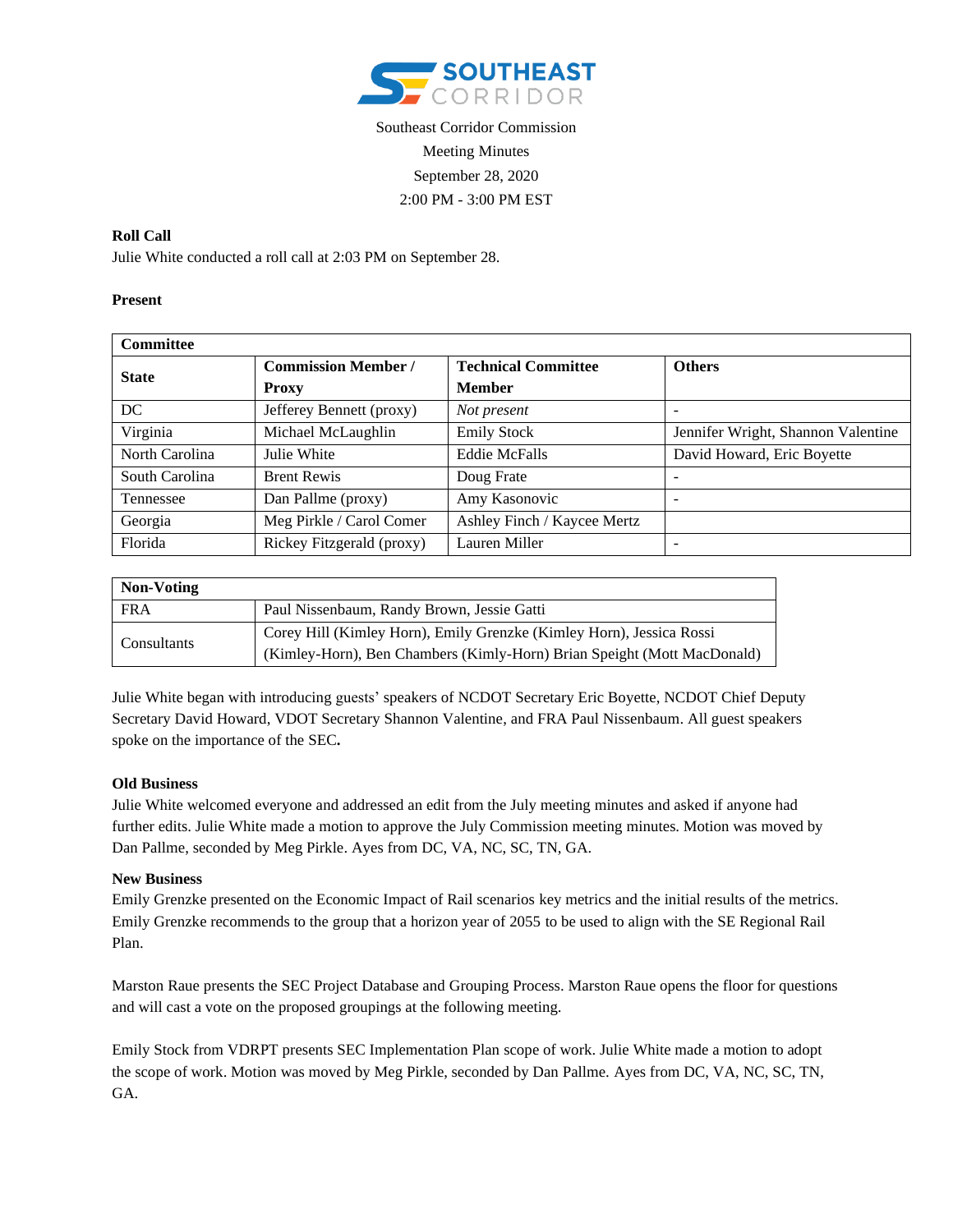SOUTHEAST CORRIDOR

Southeast Corridor Commission

Meeting Minutes

September 28, 2020

2:00 PM - 3:00 PM EST

**Roll Call**

Julie White conducted a roll call at 2:03 PM on September 28.

**Present**

| Committee | | | |
|---|---|---|---|
| **State** | **Commission Member / Proxy** | **Technical Committee Member** | **Others** |
| DC | Jefferey Bennett (proxy) | *Not present* | - |
| Virginia | Michael McLaughlin | Emily Stock | Jennifer Wright, Shannon Valentine |
| North Carolina | Julie White | Eddie McFalls | David Howard, Eric Boyette |
| South Carolina | Brent Rewis | Doug Frate | - |
| Tennessee | Dan Pallme (proxy) | Amy Kasonovic | - |
| Georgia | Meg Pirkle / Carol Comer | Ashley Finch / Kaycee Mertz | |
| Florida | Rickey Fitzgerald (proxy) | Lauren Miller | - |

| Non-Voting | |
|---|---|
| FRA | Paul Nissenbaum, Randy Brown, Jessie Gatti |
| Consultants | Corey Hill (Kimley Horn), Emily Grenzke (Kimley Horn), Jessica Rossi (Kimley-Horn), Ben Chambers (Kimly-Horn) Brian Speight (Mott MacDonald) |

Julie White began with introducing guests' speakers of NCDOT Secretary Eric Boyette, NCDOT Chief Deputy Secretary David Howard, VDOT Secretary Shannon Valentine, and FRA Paul Nissenbaum. All guest speakers spoke on the importance of the SEC**.**

**Old Business**

Julie White welcomed everyone and addressed an edit from the July meeting minutes and asked if anyone had further edits. Julie White made a motion to approve the July Commission meeting minutes. Motion was moved by Dan Pallme, seconded by Meg Pirkle. Ayes from DC, VA, NC, SC, TN, GA.

**New Business**

Emily Grenzke presented on the Economic Impact of Rail scenarios key metrics and the initial results of the metrics. Emily Grenzke recommends to the group that a horizon year of 2055 to be used to align with the SE Regional Rail Plan.

Marston Raue presents the SEC Project Database and Grouping Process. Marston Raue opens the floor for questions and will cast a vote on the proposed groupings at the following meeting.

Emily Stock from VDRPT presents SEC Implementation Plan scope of work. Julie White made a motion to adopt the scope of work. Motion was moved by Meg Pirkle, seconded by Dan Pallme. Ayes from DC, VA, NC, SC, TN, GA.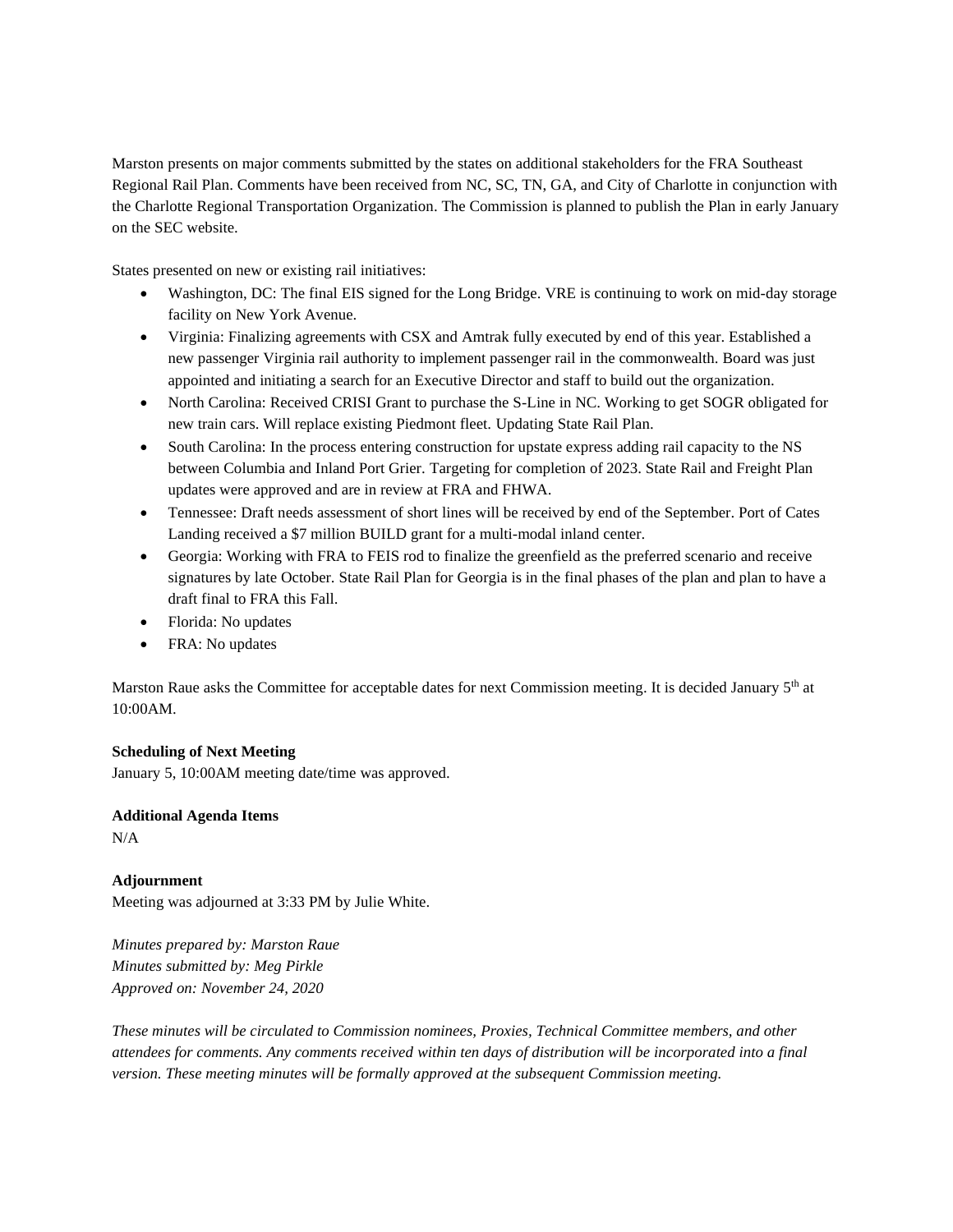Marston presents on major comments submitted by the states on additional stakeholders for the FRA Southeast Regional Rail Plan. Comments have been received from NC, SC, TN, GA, and City of Charlotte in conjunction with the Charlotte Regional Transportation Organization. The Commission is planned to publish the Plan in early January on the SEC website.

States presented on new or existing rail initiatives:

- Washington, DC: The final EIS signed for the Long Bridge. VRE is continuing to work on mid-day storage facility on New York Avenue.
- Virginia: Finalizing agreements with CSX and Amtrak fully executed by end of this year. Established a new passenger Virginia rail authority to implement passenger rail in the commonwealth. Board was just appointed and initiating a search for an Executive Director and staff to build out the organization.
- North Carolina: Received CRISI Grant to purchase the S-Line in NC. Working to get SOGR obligated for new train cars. Will replace existing Piedmont fleet. Updating State Rail Plan.
- South Carolina: In the process entering construction for upstate express adding rail capacity to the NS between Columbia and Inland Port Grier. Targeting for completion of 2023. State Rail and Freight Plan updates were approved and are in review at FRA and FHWA.
- Tennessee: Draft needs assessment of short lines will be received by end of the September. Port of Cates Landing received a $7 million BUILD grant for a multi-modal inland center.
- Georgia: Working with FRA to FEIS rod to finalize the greenfield as the preferred scenario and receive signatures by late October. State Rail Plan for Georgia is in the final phases of the plan and plan to have a draft final to FRA this Fall.
- Florida: No updates
- FRA: No updates

Marston Raue asks the Committee for acceptable dates for next Commission meeting. It is decided January 5th at 10:00AM.

**Scheduling of Next Meeting**
January 5, 10:00AM meeting date/time was approved.

**Additional Agenda Items**
N/A

**Adjournment**
Meeting was adjourned at 3:33 PM by Julie White.

*Minutes prepared by: Marston Raue*
*Minutes submitted by: Meg Pirkle*
*Approved on: November 24, 2020*

*These minutes will be circulated to Commission nominees, Proxies, Technical Committee members, and other attendees for comments. Any comments received within ten days of distribution will be incorporated into a final version. These meeting minutes will be formally approved at the subsequent Commission meeting.*